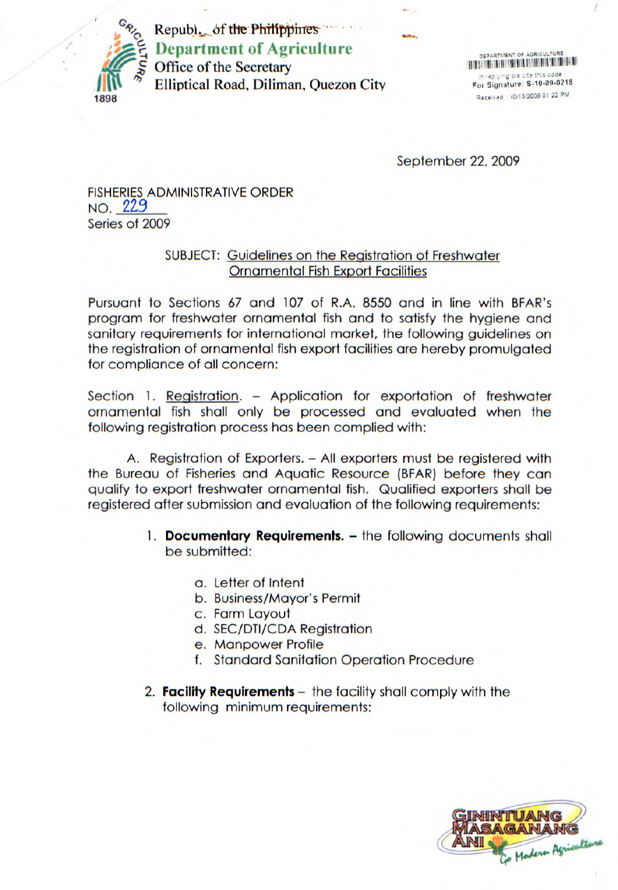Republic of the Philippines
**Department of Agriculture**
Office of the Secretary
Elliptical Road, Diliman, Quezon City

DEPARTMENT OF AGRICULTURE
In replying pls cite this code:
For Signature: S-10-09-0218
Received: 10/13/2009 01:22 PM

September 22, 2009

FISHERIES ADMINISTRATIVE ORDER
NO. 229
Series of 2009

SUBJECT: Guidelines on the Registration of Freshwater Ornamental Fish Export Facilities

Pursuant to Sections 67 and 107 of R.A. 8550 and in line with BFAR's program for freshwater ornamental fish and to satisfy the hygiene and sanitary requirements for international market, the following guidelines on the registration of ornamental fish export facilities are hereby promulgated for compliance of all concern:

Section 1. Registration. – Application for exportation of freshwater ornamental fish shall only be processed and evaluated when the following registration process has been complied with:

A. Registration of Exporters. – All exporters must be registered with the Bureau of Fisheries and Aquatic Resource (BFAR) before they can qualify to export freshwater ornamental fish. Qualified exporters shall be registered after submission and evaluation of the following requirements:

1. **Documentary Requirements.** – the following documents shall be submitted:

   a. Letter of Intent
   b. Business/Mayor's Permit
   c. Farm Layout
   d. SEC/DTI/CDA Registration
   e. Manpower Profile
   f. Standard Sanitation Operation Procedure

2. **Facility Requirements** – the facility shall comply with the following minimum requirements: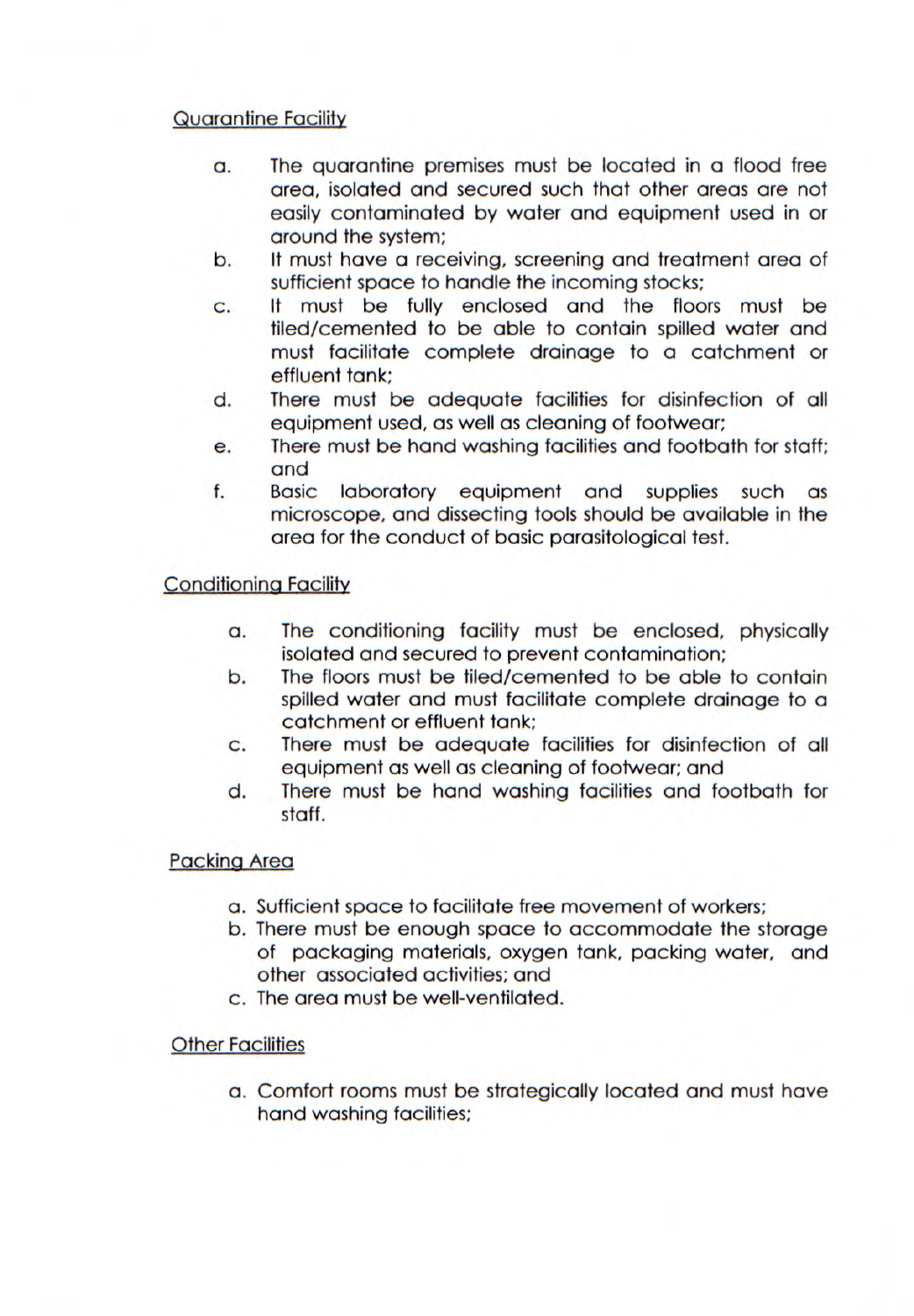Quarantine Facility

a. The quarantine premises must be located in a flood free area, isolated and secured such that other areas are not easily contaminated by water and equipment used in or around the system;
b. It must have a receiving, screening and treatment area of sufficient space to handle the incoming stocks;
c. It must be fully enclosed and the floors must be tiled/cemented to be able to contain spilled water and must facilitate complete drainage to a catchment or effluent tank;
d. There must be adequate facilities for disinfection of all equipment used, as well as cleaning of footwear;
e. There must be hand washing facilities and footbath for staff; and
f. Basic laboratory equipment and supplies such as microscope, and dissecting tools should be available in the area for the conduct of basic parasitological test.

Conditioning Facility

a. The conditioning facility must be enclosed, physically isolated and secured to prevent contamination;
b. The floors must be tiled/cemented to be able to contain spilled water and must facilitate complete drainage to a catchment or effluent tank;
c. There must be adequate facilities for disinfection of all equipment as well as cleaning of footwear; and
d. There must be hand washing facilities and footbath for staff.

Packing Area

a. Sufficient space to facilitate free movement of workers;
b. There must be enough space to accommodate the storage of packaging materials, oxygen tank, packing water, and other associated activities; and
c. The area must be well-ventilated.

Other Facilities

a. Comfort rooms must be strategically located and must have hand washing facilities;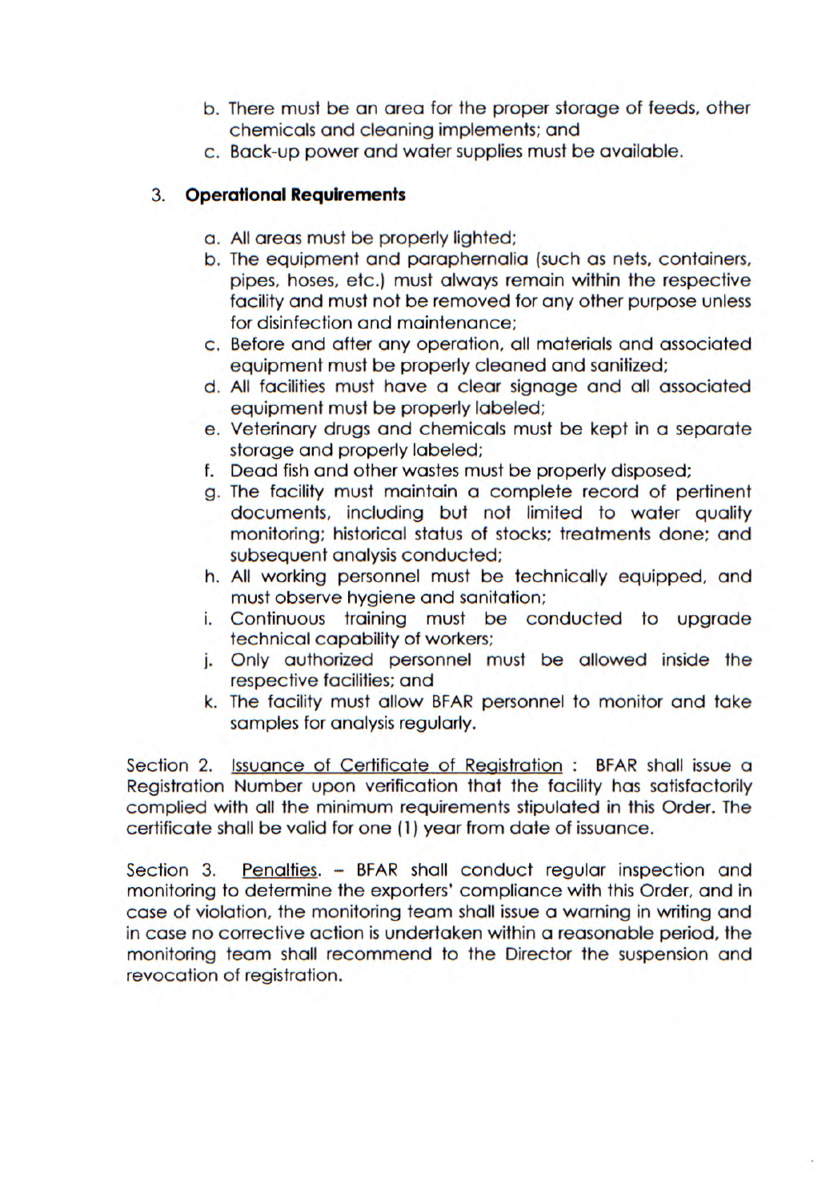b. There must be an area for the proper storage of feeds, other chemicals and cleaning implements; and
c. Back-up power and water supplies must be available.

3. **Operational Requirements**

a. All areas must be properly lighted;
b. The equipment and paraphernalia (such as nets, containers, pipes, hoses, etc.) must always remain within the respective facility and must not be removed for any other purpose unless for disinfection and maintenance;
c. Before and after any operation, all materials and associated equipment must be properly cleaned and sanitized;
d. All facilities must have a clear signage and all associated equipment must be properly labeled;
e. Veterinary drugs and chemicals must be kept in a separate storage and properly labeled;
f. Dead fish and other wastes must be properly disposed;
g. The facility must maintain a complete record of pertinent documents, including but not limited to water quality monitoring; historical status of stocks; treatments done; and subsequent analysis conducted;
h. All working personnel must be technically equipped, and must observe hygiene and sanitation;
i. Continuous training must be conducted to upgrade technical capability of workers;
j. Only authorized personnel must be allowed inside the respective facilities; and
k. The facility must allow BFAR personnel to monitor and take samples for analysis regularly.

Section 2. Issuance of Certificate of Registration : BFAR shall issue a Registration Number upon verification that the facility has satisfactorily complied with all the minimum requirements stipulated in this Order. The certificate shall be valid for one (1) year from date of issuance.

Section 3. Penalties. – BFAR shall conduct regular inspection and monitoring to determine the exporters' compliance with this Order, and in case of violation, the monitoring team shall issue a warning in writing and in case no corrective action is undertaken within a reasonable period, the monitoring team shall recommend to the Director the suspension and revocation of registration.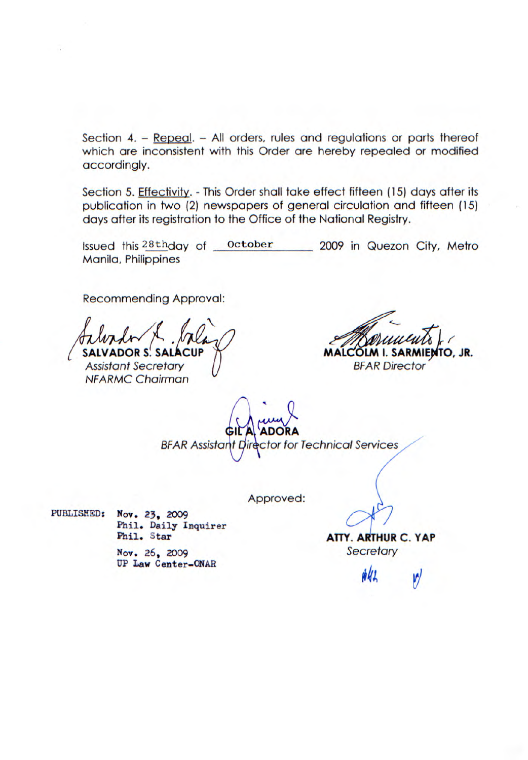Section 4. – Repeal. – All orders, rules and regulations or parts thereof which are inconsistent with this Order are hereby repealed or modified accordingly.

Section 5. Effectivity. - This Order shall take effect fifteen (15) days after its publication in two (2) newspapers of general circulation and fifteen (15) days after its registration to the Office of the National Registry.

Issued this 28th day of October 2009 in Quezon City, Metro Manila, Philippines

Recommending Approval:

**SALVADOR S. SALACUP**
*Assistant Secretary*
*NFARMC Chairman*

**MALCOLM I. SARMIENTO, JR.**
*BFAR Director*

**GIL A. ADORA**
*BFAR Assistant Director for Technical Services*

Approved:

**ATTY. ARTHUR C. YAP**
*Secretary*

PUBLISHED: Nov. 23, 2009
Phil. Daily Inquirer
Phil. Star

Nov. 26, 2009
UP Law Center-ONAR